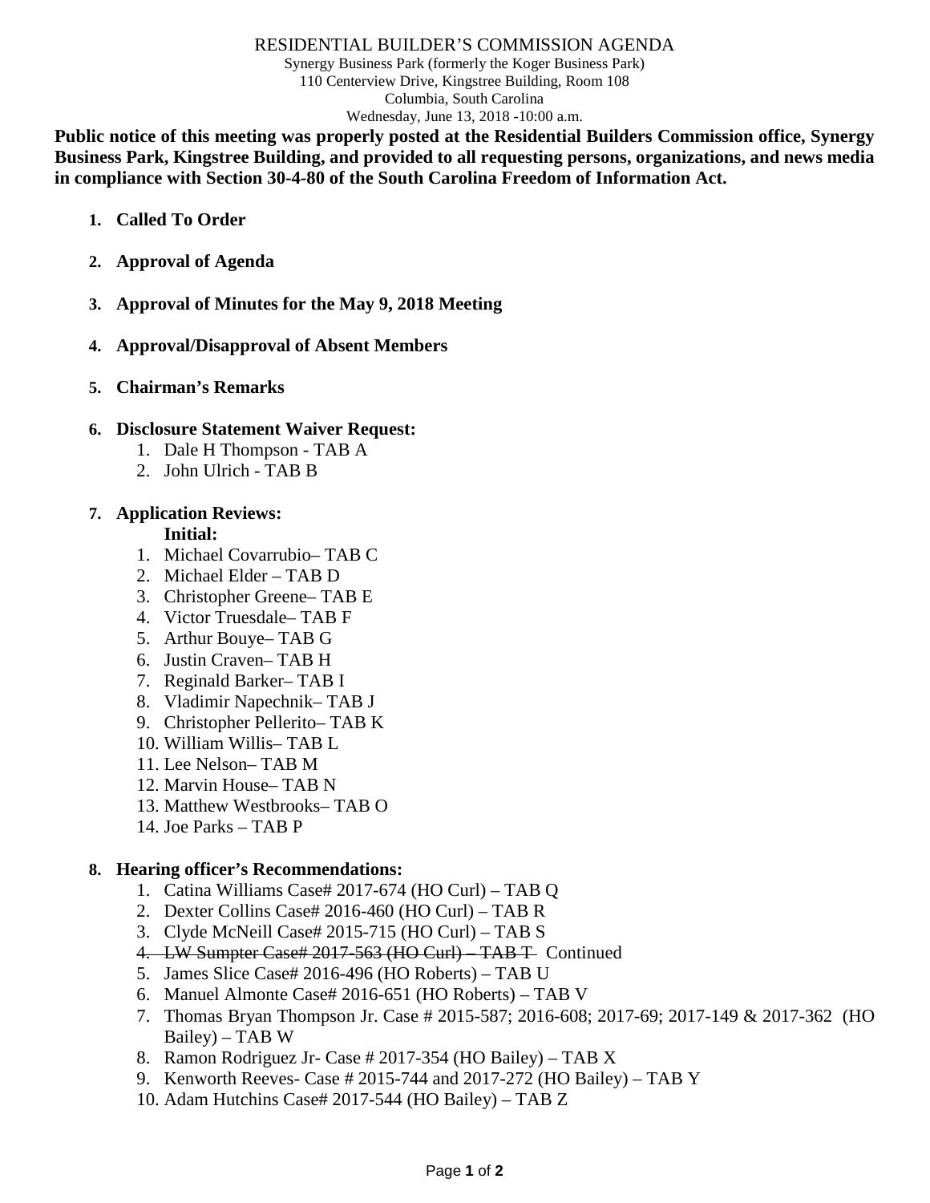# RESIDENTIAL BUILDER'S COMMISSION AGENDA

Synergy Business Park (formerly the Koger Business Park)
110 Centerview Drive, Kingstree Building, Room 108
Columbia, South Carolina
Wednesday, June 13, 2018 -10:00 a.m.

**Public notice of this meeting was properly posted at the Residential Builders Commission office, Synergy Business Park, Kingstree Building, and provided to all requesting persons, organizations, and news media in compliance with Section 30-4-80 of the South Carolina Freedom of Information Act.**

1. **Called To Order**

2. **Approval of Agenda**

3. **Approval of Minutes for the May 9, 2018 Meeting**

4. **Approval/Disapproval of Absent Members**

5. **Chairman's Remarks**

6. **Disclosure Statement Waiver Request:**
   1. Dale H Thompson - TAB A
   2. John Ulrich - TAB B

7. **Application Reviews:**

   **Initial:**
   1. Michael Covarrubio– TAB C
   2. Michael Elder – TAB D
   3. Christopher Greene– TAB E
   4. Victor Truesdale– TAB F
   5. Arthur Bouye– TAB G
   6. Justin Craven– TAB H
   7. Reginald Barker– TAB I
   8. Vladimir Napechnik– TAB J
   9. Christopher Pellerito– TAB K
   10. William Willis– TAB L
   11. Lee Nelson– TAB M
   12. Marvin House– TAB N
   13. Matthew Westbrooks– TAB O
   14. Joe Parks – TAB P

8. **Hearing officer's Recommendations:**
   1. Catina Williams Case# 2017-674 (HO Curl) – TAB Q
   2. Dexter Collins Case# 2016-460 (HO Curl) – TAB R
   3. Clyde McNeill Case# 2015-715 (HO Curl) – TAB S
   4. ~~LW Sumpter Case# 2017-563 (HO Curl) – TAB T~~ Continued
   5. James Slice Case# 2016-496 (HO Roberts) – TAB U
   6. Manuel Almonte Case# 2016-651 (HO Roberts) – TAB V
   7. Thomas Bryan Thompson Jr. Case # 2015-587; 2016-608; 2017-69; 2017-149 & 2017-362 (HO Bailey) – TAB W
   8. Ramon Rodriguez Jr- Case # 2017-354 (HO Bailey) – TAB X
   9. Kenworth Reeves- Case # 2015-744 and 2017-272 (HO Bailey) – TAB Y
   10. Adam Hutchins Case# 2017-544 (HO Bailey) – TAB Z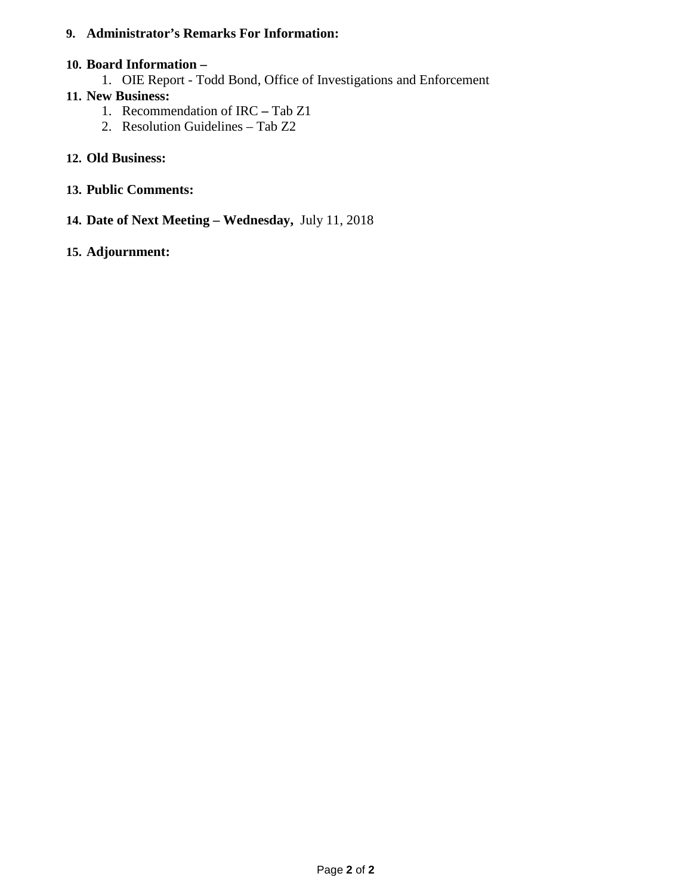**9. Administrator's Remarks For Information:**

**10. Board Information –**

1. OIE Report - Todd Bond, Office of Investigations and Enforcement

**11. New Business:**

1. Recommendation of IRC **–** Tab Z1
2. Resolution Guidelines – Tab Z2

**12. Old Business:**

**13. Public Comments:**

**14. Date of Next Meeting – Wednesday,** July 11, 2018

**15. Adjournment:**